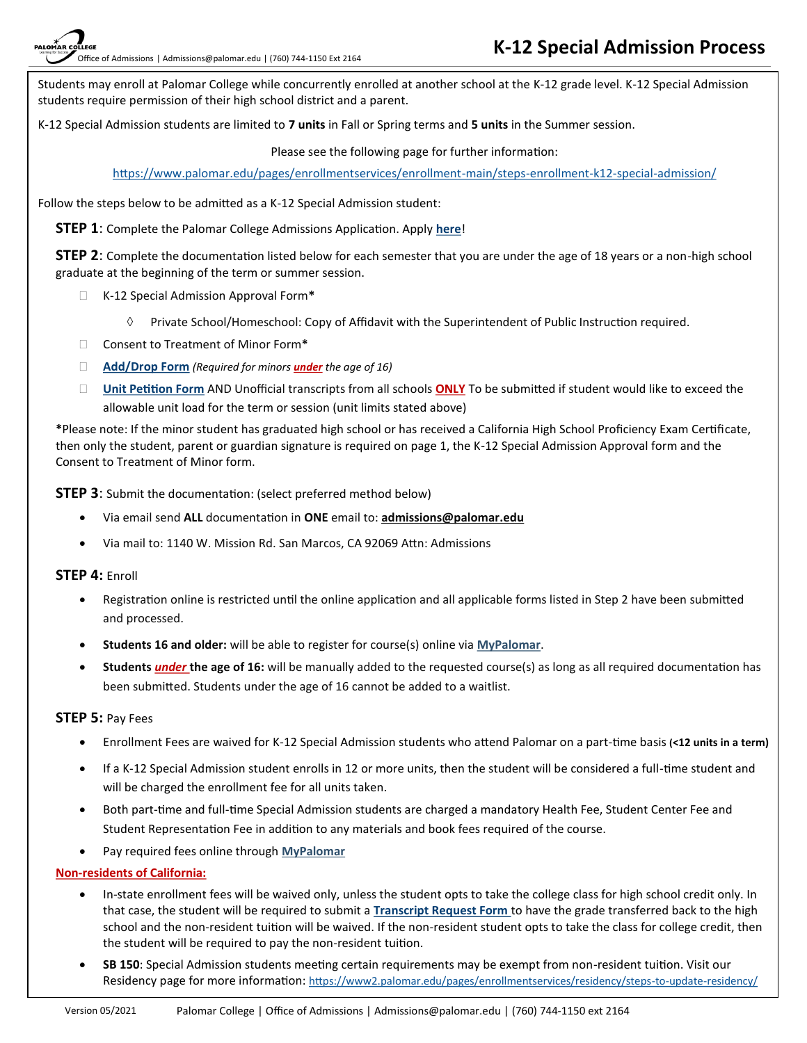# K-12 Special Admission Process

Office of Admissions | Admissions@palomar.edu | (760) 744-1150 Ext 2164

Students may enroll at Palomar College while concurrently enrolled at another school at the K-12 grade level. K-12 Special Admission students require permission of their high school district and a parent.

K-12 Special Admission students are limited to **7 units** in Fall or Spring terms and **5 units** in the Summer session.

Please see the following page for further information:

https://www.palomar.edu/pages/enrollmentservices/enrollment-main/steps-enrollment-k12-special-admission/

Follow the steps below to be admitted as a K-12 Special Admission student:

**STEP 1**: Complete the Palomar College Admissions Application. Apply **here**!

**STEP 2**: Complete the documentation listed below for each semester that you are under the age of 18 years or a non-high school graduate at the beginning of the term or summer session.

- ☐ K-12 Special Admission Approval Form*
  - ◊ Private School/Homeschool: Copy of Affidavit with the Superintendent of Public Instruction required.
- ☐ Consent to Treatment of Minor Form*
- ☐ **Add/Drop Form** *(Required for minors **under** the age of 16)*
- ☐ **Unit Petition Form** AND Unofficial transcripts from all schools **ONLY** To be submitted if student would like to exceed the allowable unit load for the term or session (unit limits stated above)

*Please note: If the minor student has graduated high school or has received a California High School Proficiency Exam Certificate, then only the student, parent or guardian signature is required on page 1, the K-12 Special Admission Approval form and the Consent to Treatment of Minor form.

**STEP 3**: Submit the documentation: (select preferred method below)

- Via email send **ALL** documentation in **ONE** email to: **admissions@palomar.edu**
- Via mail to: 1140 W. Mission Rd. San Marcos, CA 92069 Attn: Admissions

**STEP 4:** Enroll

- Registration online is restricted until the online application and all applicable forms listed in Step 2 have been submitted and processed.
- **Students 16 and older:** will be able to register for course(s) online via **MyPalomar**.
- **Students *under* the age of 16:** will be manually added to the requested course(s) as long as all required documentation has been submitted. Students under the age of 16 cannot be added to a waitlist.

**STEP 5:** Pay Fees

- Enrollment Fees are waived for K-12 Special Admission students who attend Palomar on a part-time basis **(<12 units in a term)**
- If a K-12 Special Admission student enrolls in 12 or more units, then the student will be considered a full-time student and will be charged the enrollment fee for all units taken.
- Both part-time and full-time Special Admission students are charged a mandatory Health Fee, Student Center Fee and Student Representation Fee in addition to any materials and book fees required of the course.
- Pay required fees online through **MyPalomar**

**Non-residents of California:**

- In-state enrollment fees will be waived only, unless the student opts to take the college class for high school credit only. In that case, the student will be required to submit a **Transcript Request Form** to have the grade transferred back to the high school and the non-resident tuition will be waived. If the non-resident student opts to take the class for college credit, then the student will be required to pay the non-resident tuition.
- **SB 150**: Special Admission students meeting certain requirements may be exempt from non-resident tuition. Visit our Residency page for more information: https://www2.palomar.edu/pages/enrollmentservices/residency/steps-to-update-residency/

Version 05/2021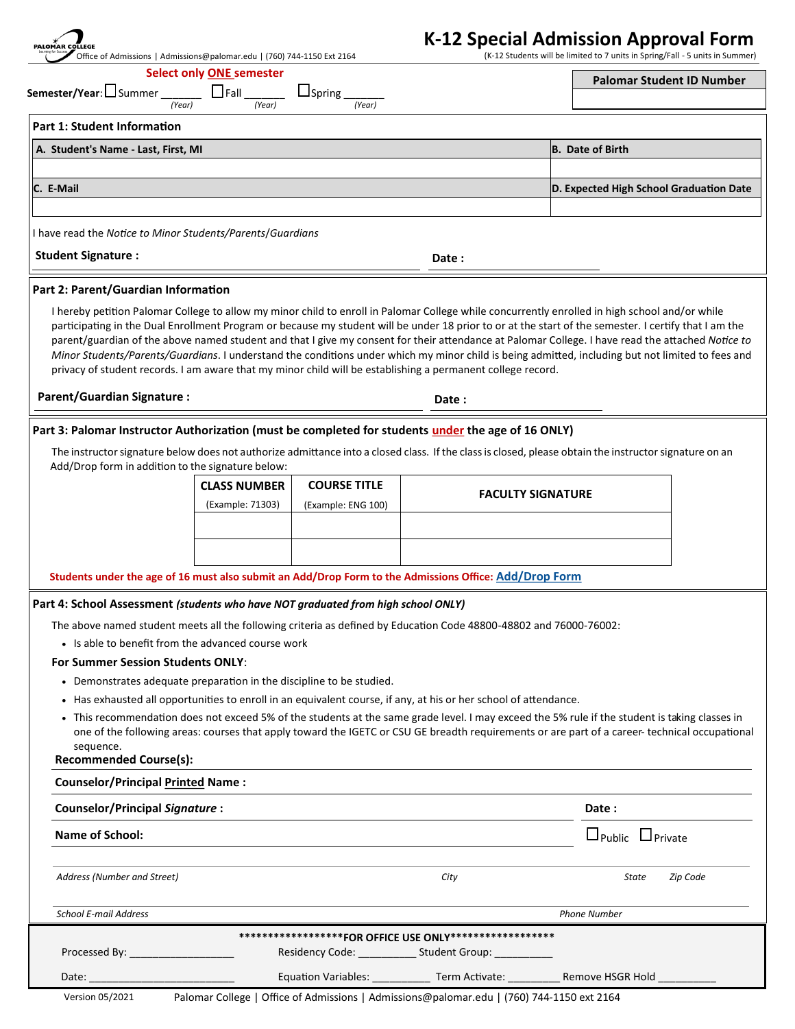PALOMAR COLLEGE
Office of Admissions | Admissions@palomar.edu | (760) 744-1150 Ext 2164

# K-12 Special Admission Approval Form

(K-12 Students will be limited to 7 units in Spring/Fall - 5 units in Summer)

**Select only ONE semester**

**Semester/Year:** ☐ Summer _______ (Year) ☐ Fall _______ (Year) ☐ Spring _______ (Year)

| Palomar Student ID Number |
|---|
| |

## Part 1: Student Information

| A. Student's Name - Last, First, MI | B. Date of Birth |
|---|---|
| | |
| **C. E-Mail** | **D. Expected High School Graduation Date** |
| | |

I have read the *Notice to Minor Students/Parents/Guardians*

**Student Signature :** ______________________ **Date :** ______________

## Part 2: Parent/Guardian Information

I hereby petition Palomar College to allow my minor child to enroll in Palomar College while concurrently enrolled in high school and/or while participating in the Dual Enrollment Program or because my student will be under 18 prior to or at the start of the semester. I certify that I am the parent/guardian of the above named student and that I give my consent for their attendance at Palomar College. I have read the attached *Notice to Minor Students/Parents/Guardians*. I understand the conditions under which my minor child is being admitted, including but not limited to fees and privacy of student records. I am aware that my minor child will be establishing a permanent college record.

**Parent/Guardian Signature :** ______________________ **Date :** ______________

## Part 3: Palomar Instructor Authorization (must be completed for students under the age of 16 ONLY)

The instructor signature below does not authorize admittance into a closed class. If the class is closed, please obtain the instructor signature on an Add/Drop form in addition to the signature below:

| CLASS NUMBER (Example: 71303) | COURSE TITLE (Example: ENG 100) | FACULTY SIGNATURE |
|---|---|---|
| | | |
| | | |

**Students under the age of 16 must also submit an Add/Drop Form to the Admissions Office: Add/Drop Form**

## Part 4: School Assessment *(students who have NOT graduated from high school ONLY)*

The above named student meets all the following criteria as defined by Education Code 48800-48802 and 76000-76002:

- Is able to benefit from the advanced course work

**For Summer Session Students ONLY**:

- Demonstrates adequate preparation in the discipline to be studied.
- Has exhausted all opportunities to enroll in an equivalent course, if any, at his or her school of attendance.
- This recommendation does not exceed 5% of the students at the same grade level. I may exceed the 5% rule if the student is taking classes in one of the following areas: courses that apply toward the IGETC or CSU GE breadth requirements or are part of a career- technical occupational sequence.

**Recommended Course(s):** ______________________

**Counselor/Principal Printed Name :** ______________________

**Counselor/Principal *Signature* :** ______________________ **Date :** ______________

**Name of School:** ______________________ ☐ Public ☐ Private

*Address (Number and Street)* ______ *City* ______ *State* ______ *Zip Code* ______

*School E-mail Address* ______ *Phone Number* ______

******************FOR OFFICE USE ONLY******************

Processed By: __________________ Residency Code: __________ Student Group: __________

Date: __________________________ Equation Variables: __________ Term Activate: _________ Remove HSGR Hold __________

Version 05/2021 Palomar College | Office of Admissions | Admissions@palomar.edu | (760) 744-1150 ext 2164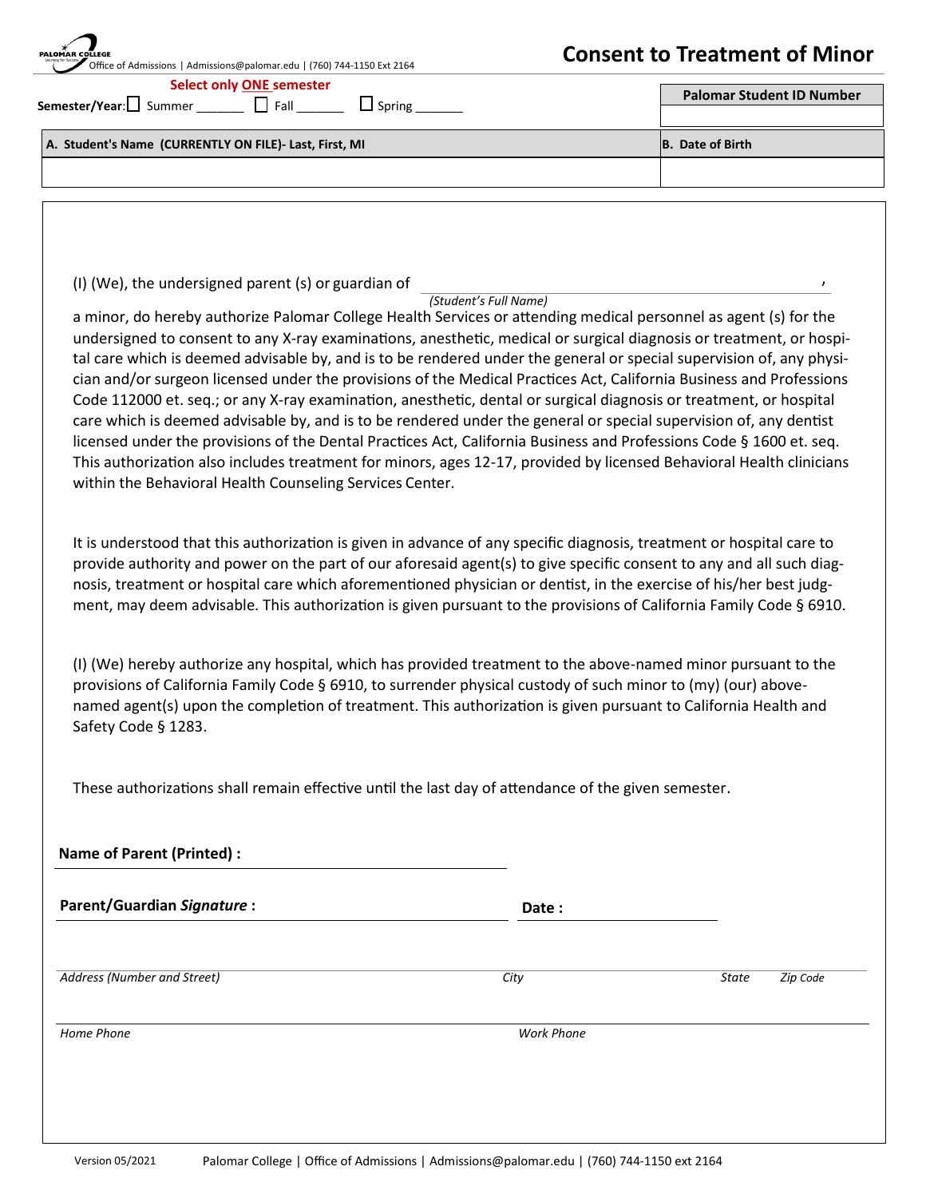PALOMAR COLLEGE
Office of Admissions | Admissions@palomar.edu | (760) 744-1150 Ext 2164

# Consent to Treatment of Minor

**Select only ONE semester**

**Semester/Year:** ☐ Summer _______ ☐ Fall _______ ☐ Spring _______

| **Palomar Student ID Number** |
|---|
| |

| **A. Student's Name (CURRENTLY ON FILE)- Last, First, MI** | **B. Date of Birth** |
|---|---|
| | |

(I) (We), the undersigned parent (s) or guardian of ____________________________________________,
*(Student's Full Name)*
a minor, do hereby authorize Palomar College Health Services or attending medical personnel as agent (s) for the undersigned to consent to any X-ray examinations, anesthetic, medical or surgical diagnosis or treatment, or hospital care which is deemed advisable by, and is to be rendered under the general or special supervision of, any physician and/or surgeon licensed under the provisions of the Medical Practices Act, California Business and Professions Code 112000 et. seq.; or any X-ray examination, anesthetic, dental or surgical diagnosis or treatment, or hospital care which is deemed advisable by, and is to be rendered under the general or special supervision of, any dentist licensed under the provisions of the Dental Practices Act, California Business and Professions Code § 1600 et. seq. This authorization also includes treatment for minors, ages 12-17, provided by licensed Behavioral Health clinicians within the Behavioral Health Counseling Services Center.

It is understood that this authorization is given in advance of any specific diagnosis, treatment or hospital care to provide authority and power on the part of our aforesaid agent(s) to give specific consent to any and all such diagnosis, treatment or hospital care which aforementioned physician or dentist, in the exercise of his/her best judgment, may deem advisable. This authorization is given pursuant to the provisions of California Family Code § 6910.

(I) (We) hereby authorize any hospital, which has provided treatment to the above-named minor pursuant to the provisions of California Family Code § 6910, to surrender physical custody of such minor to (my) (our) above-named agent(s) upon the completion of treatment. This authorization is given pursuant to California Health and Safety Code § 1283.

These authorizations shall remain effective until the last day of attendance of the given semester.

**Name of Parent (Printed) :** ____________________________________________

**Parent/Guardian *Signature* :** ____________________________________________ **Date :** ____________________

____________________________________________________________________________________________
*Address (Number and Street)* *City* *State* *Zip Code*

____________________________________________________________________________________________
*Home Phone* *Work Phone*

Version 05/2021 Palomar College | Office of Admissions | Admissions@palomar.edu | (760) 744-1150 ext 2164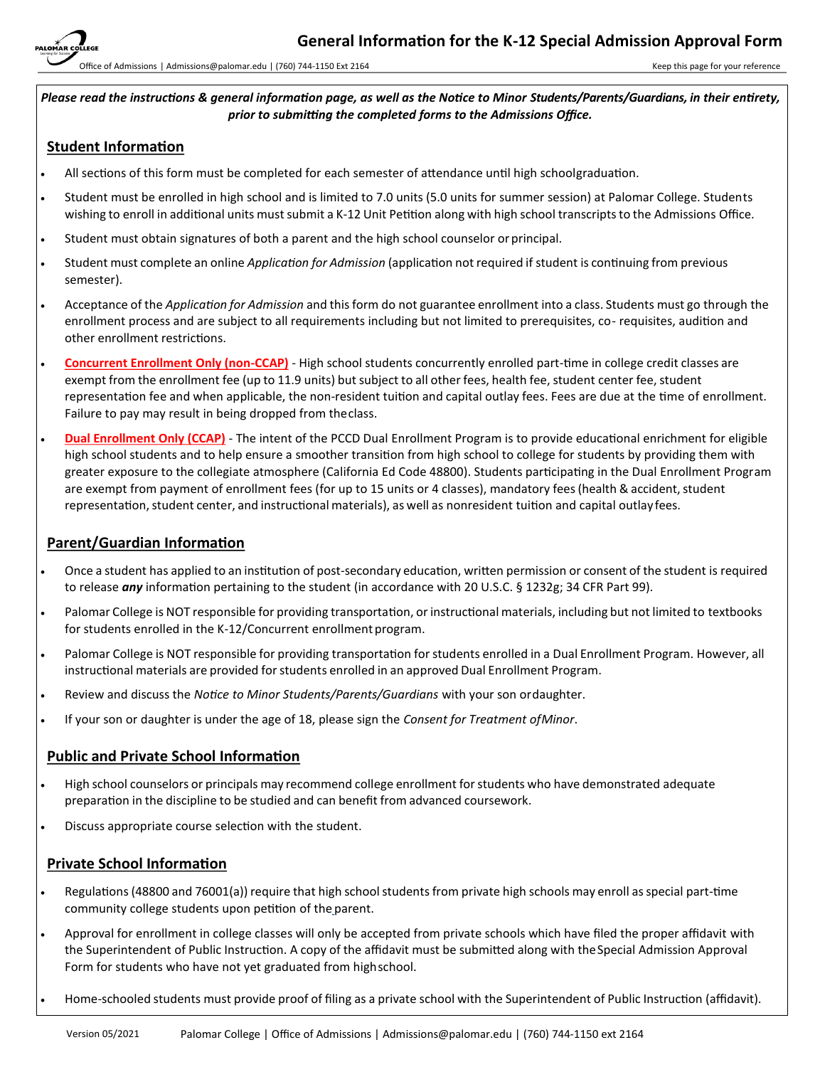# General Information for the K-12 Special Admission Approval Form

Office of Admissions | Admissions@palomar.edu | (760) 744-1150 Ext 2164 — Keep this page for your reference

***Please read the instructions & general information page, as well as the Notice to Minor Students/Parents/Guardians, in their entirety, prior to submitting the completed forms to the Admissions Office.***

## Student Information

- All sections of this form must be completed for each semester of attendance until high school graduation.
- Student must be enrolled in high school and is limited to 7.0 units (5.0 units for summer session) at Palomar College. Students wishing to enroll in additional units must submit a K-12 Unit Petition along with high school transcripts to the Admissions Office.
- Student must obtain signatures of both a parent and the high school counselor or principal.
- Student must complete an online *Application for Admission* (application not required if student is continuing from previous semester).
- Acceptance of the *Application for Admission* and this form do not guarantee enrollment into a class. Students must go through the enrollment process and are subject to all requirements including but not limited to prerequisites, co- requisites, audition and other enrollment restrictions.
- **Concurrent Enrollment Only (non-CCAP)** - High school students concurrently enrolled part-time in college credit classes are exempt from the enrollment fee (up to 11.9 units) but subject to all other fees, health fee, student center fee, student representation fee and when applicable, the non-resident tuition and capital outlay fees. Fees are due at the time of enrollment. Failure to pay may result in being dropped from the class.
- **Dual Enrollment Only (CCAP)** - The intent of the PCCD Dual Enrollment Program is to provide educational enrichment for eligible high school students and to help ensure a smoother transition from high school to college for students by providing them with greater exposure to the collegiate atmosphere (California Ed Code 48800). Students participating in the Dual Enrollment Program are exempt from payment of enrollment fees (for up to 15 units or 4 classes), mandatory fees (health & accident, student representation, student center, and instructional materials), as well as nonresident tuition and capital outlay fees.

## Parent/Guardian Information

- Once a student has applied to an institution of post-secondary education, written permission or consent of the student is required to release ***any*** information pertaining to the student (in accordance with 20 U.S.C. § 1232g; 34 CFR Part 99).
- Palomar College is NOT responsible for providing transportation, or instructional materials, including but not limited to textbooks for students enrolled in the K-12/Concurrent enrollment program.
- Palomar College is NOT responsible for providing transportation for students enrolled in a Dual Enrollment Program. However, all instructional materials are provided for students enrolled in an approved Dual Enrollment Program.
- Review and discuss the *Notice to Minor Students/Parents/Guardians* with your son or daughter.
- If your son or daughter is under the age of 18, please sign the *Consent for Treatment of Minor*.

## Public and Private School Information

- High school counselors or principals may recommend college enrollment for students who have demonstrated adequate preparation in the discipline to be studied and can benefit from advanced coursework.
- Discuss appropriate course selection with the student.

## Private School Information

- Regulations (48800 and 76001(a)) require that high school students from private high schools may enroll as special part-time community college students upon petition of the parent.
- Approval for enrollment in college classes will only be accepted from private schools which have filed the proper affidavit with the Superintendent of Public Instruction. A copy of the affidavit must be submitted along with the Special Admission Approval Form for students who have not yet graduated from high school.
- Home-schooled students must provide proof of filing as a private school with the Superintendent of Public Instruction (affidavit).

Version 05/2021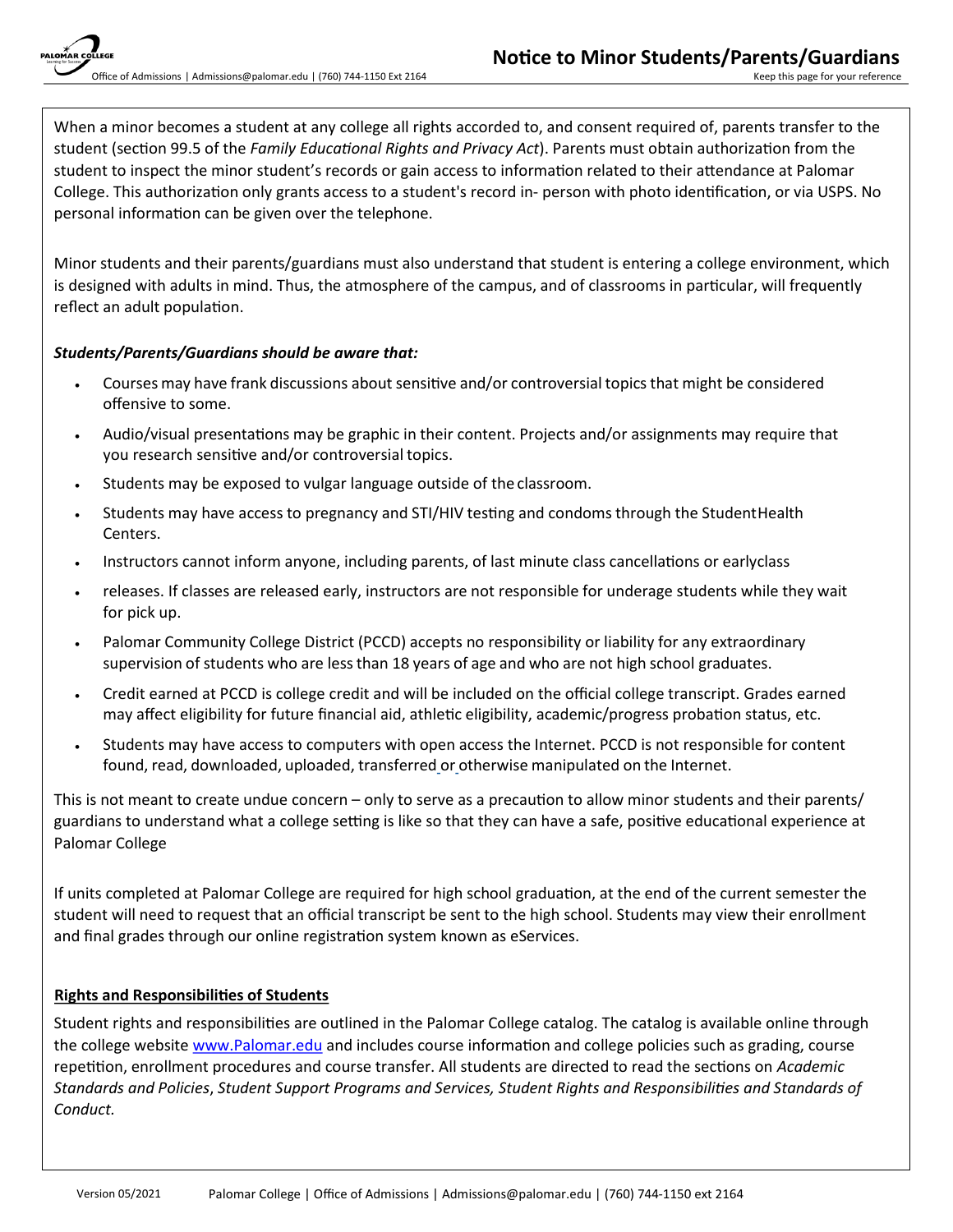# Notice to Minor Students/Parents/Guardians

Keep this page for your reference

When a minor becomes a student at any college all rights accorded to, and consent required of, parents transfer to the student (section 99.5 of the *Family Educational Rights and Privacy Act*). Parents must obtain authorization from the student to inspect the minor student's records or gain access to information related to their attendance at Palomar College. This authorization only grants access to a student's record in- person with photo identification, or via USPS. No personal information can be given over the telephone.

Minor students and their parents/guardians must also understand that student is entering a college environment, which is designed with adults in mind. Thus, the atmosphere of the campus, and of classrooms in particular, will frequently reflect an adult population.

***Students/Parents/Guardians should be aware that:***

- Courses may have frank discussions about sensitive and/or controversial topics that might be considered offensive to some.
- Audio/visual presentations may be graphic in their content. Projects and/or assignments may require that you research sensitive and/or controversial topics.
- Students may be exposed to vulgar language outside of the classroom.
- Students may have access to pregnancy and STI/HIV testing and condoms through the StudentHealth Centers.
- Instructors cannot inform anyone, including parents, of last minute class cancellations or earlyclass
- releases. If classes are released early, instructors are not responsible for underage students while they wait for pick up.
- Palomar Community College District (PCCD) accepts no responsibility or liability for any extraordinary supervision of students who are less than 18 years of age and who are not high school graduates.
- Credit earned at PCCD is college credit and will be included on the official college transcript. Grades earned may affect eligibility for future financial aid, athletic eligibility, academic/progress probation status, etc.
- Students may have access to computers with open access the Internet. PCCD is not responsible for content found, read, downloaded, uploaded, transferred or otherwise manipulated on the Internet.

This is not meant to create undue concern – only to serve as a precaution to allow minor students and their parents/ guardians to understand what a college setting is like so that they can have a safe, positive educational experience at Palomar College

If units completed at Palomar College are required for high school graduation, at the end of the current semester the student will need to request that an official transcript be sent to the high school. Students may view their enrollment and final grades through our online registration system known as eServices.

**Rights and Responsibilities of Students**

Student rights and responsibilities are outlined in the Palomar College catalog. The catalog is available online through the college website [www.Palomar.edu](http://www.Palomar.edu) and includes course information and college policies such as grading, course repetition, enrollment procedures and course transfer. All students are directed to read the sections on *Academic Standards and Policies*, *Student Support Programs and Services, Student Rights and Responsibilities and Standards of Conduct.*